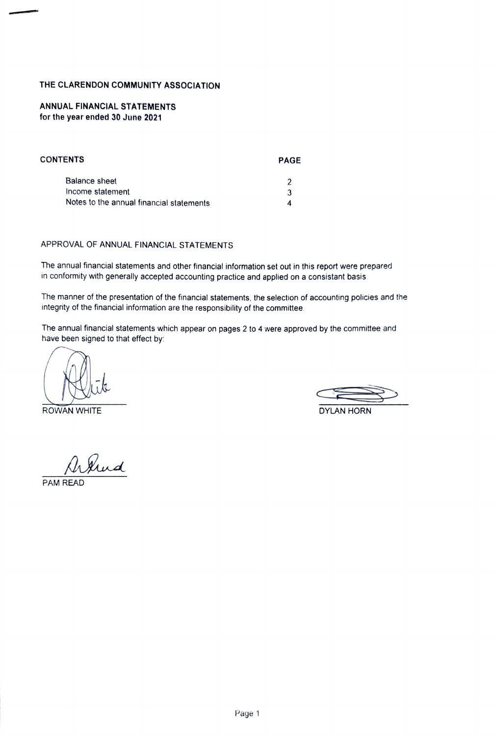# THE CLARENDON COMMUNITY ASSOCIATION

## ANNUAL FINANCIAL STATEMENTS
**for the year ended 30 June 2021**

| CONTENTS | PAGE |
|---|---|
| Balance sheet | 2 |
| Income statement | 3 |
| Notes to the annual financial statements | 4 |

APPROVAL OF ANNUAL FINANCIAL STATEMENTS

The annual financial statements and other financial information set out in this report were prepared in conformity with generally accepted accounting practice and applied on a consistant basis

The manner of the presentation of the financial statements, the selection of accounting policies and the integrity of the financial information are the responsibility of the committee.

The annual financial statements which appear on pages 2 to 4 were approved by the committee and have been signed to that effect by:

ROWAN WHITE

DYLAN HORN

PAM READ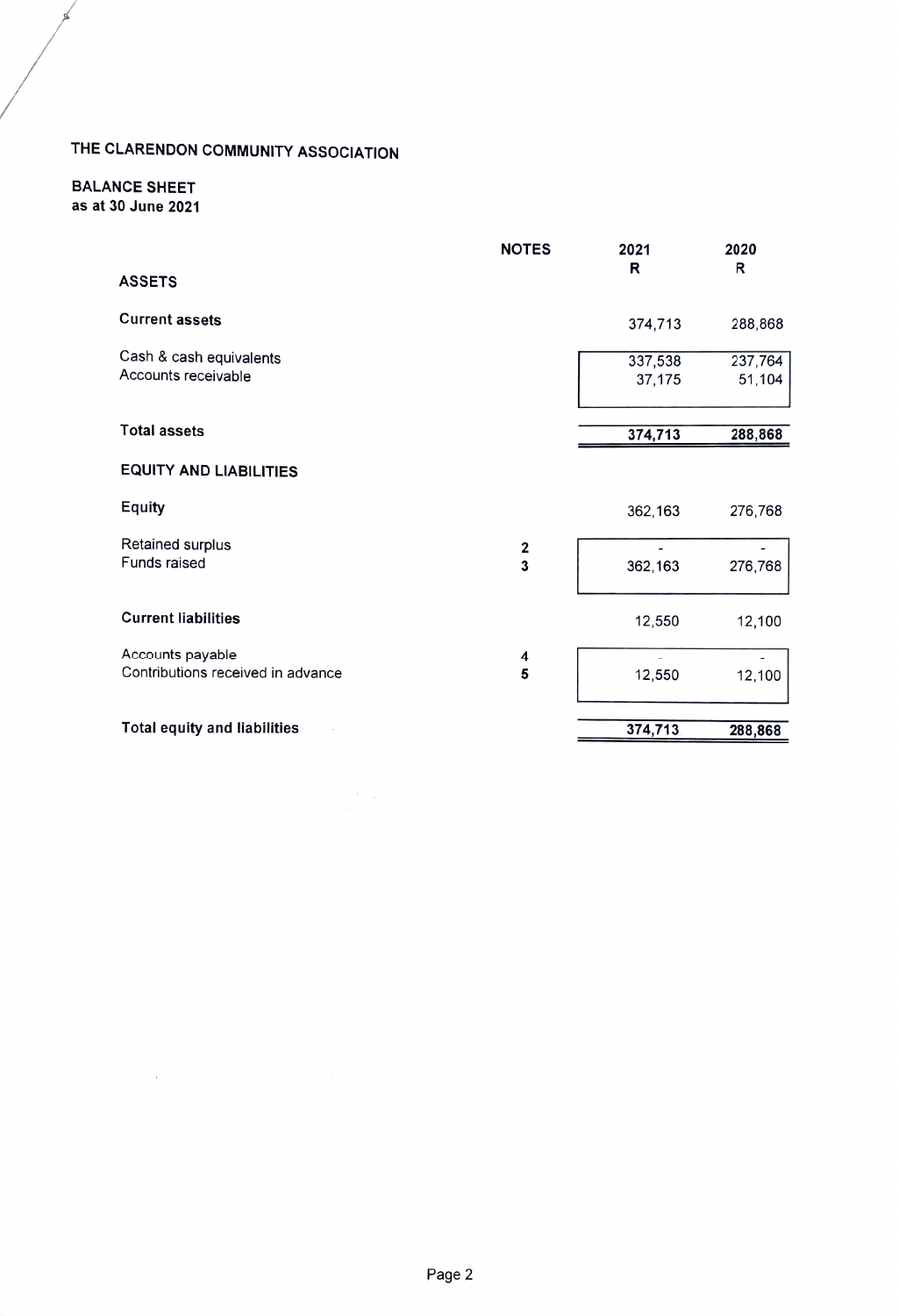# THE CLARENDON COMMUNITY ASSOCIATION

## BALANCE SHEET
**as at 30 June 2021**

| | NOTES | 2021<br>R | 2020<br>R |
|---|---|---|---|
| **ASSETS** | | | |
| **Current assets** | | 374,713 | 288,868 |
| Cash & cash equivalents | | 337,538 | 237,764 |
| Accounts receivable | | 37,175 | 51,104 |
| **Total assets** | | **374,713** | **288,868** |
| **EQUITY AND LIABILITIES** | | | |
| **Equity** | | 362,163 | 276,768 |
| Retained surplus | 2 | - | - |
| Funds raised | 3 | 362,163 | 276,768 |
| **Current liabilities** | | 12,550 | 12,100 |
| Accounts payable | 4 | - | - |
| Contributions received in advance | 5 | 12,550 | 12,100 |
| **Total equity and liabilities** | | **374,713** | **288,868** |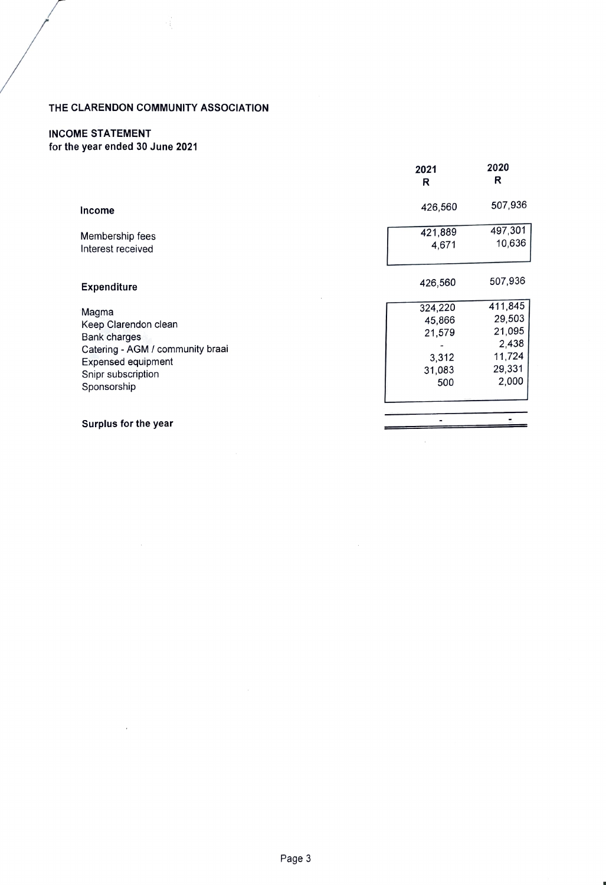# THE CLARENDON COMMUNITY ASSOCIATION

## INCOME STATEMENT
**for the year ended 30 June 2021**

| | 2021<br>R | 2020<br>R |
|---|---|---|
| **Income** | 426,560 | 507,936 |
| Membership fees | 421,889 | 497,301 |
| Interest received | 4,671 | 10,636 |
| **Expenditure** | 426,560 | 507,936 |
| Magma | 324,220 | 411,845 |
| Keep Clarendon clean | 45,866 | 29,503 |
| Bank charges | 21,579 | 21,095 |
| Catering - AGM / community braai | - | 2,438 |
| Expensed equipment | 3,312 | 11,724 |
| Snipr subscription | 31,083 | 29,331 |
| Sponsorship | 500 | 2,000 |
| **Surplus for the year** | - | - |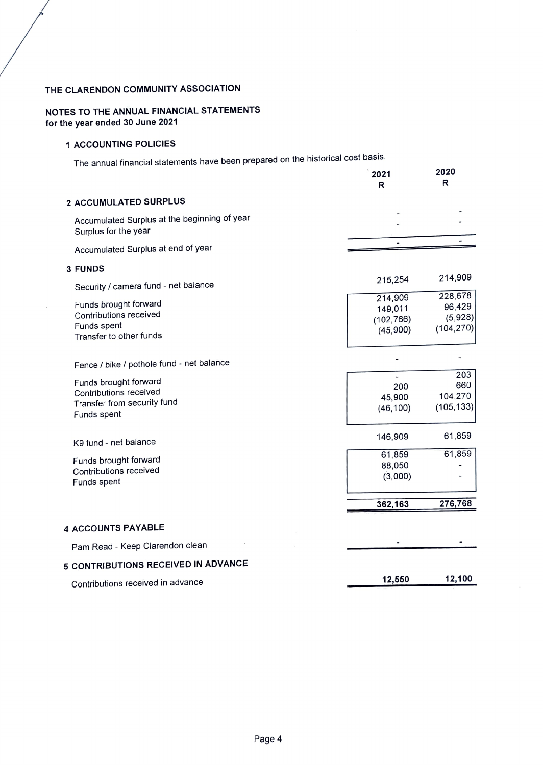# THE CLARENDON COMMUNITY ASSOCIATION

## NOTES TO THE ANNUAL FINANCIAL STATEMENTS
**for the year ended 30 June 2021**

### 1 ACCOUNTING POLICIES

The annual financial statements have been prepared on the historical cost basis.

| | 2021<br>R | 2020<br>R |
|---|---|---|
| **2 ACCUMULATED SURPLUS** | | |
| Accumulated Surplus at the beginning of year | - | - |
| Surplus for the year | - | - |
| Accumulated Surplus at end of year | - | - |
| **3 FUNDS** | | |
| Security / camera fund - net balance | 215,254 | 214,909 |
| Funds brought forward | 214,909 | 228,678 |
| Contributions received | 149,011 | 96,429 |
| Funds spent | (102,766) | (5,928) |
| Transfer to other funds | (45,900) | (104,270) |
| Fence / bike / pothole fund - net balance | - | - |
| Funds brought forward | - | 203 |
| Contributions received | 200 | 660 |
| Transfer from security fund | 45,900 | 104,270 |
| Funds spent | (46,100) | (105,133) |
| K9 fund - net balance | 146,909 | 61,859 |
| Funds brought forward | 61,859 | 61,859 |
| Contributions received | 88,050 | - |
| Funds spent | (3,000) | - |
| | **362,163** | **276,768** |
| **4 ACCOUNTS PAYABLE** | | |
| Pam Read - Keep Clarendon clean | - | - |
| **5 CONTRIBUTIONS RECEIVED IN ADVANCE** | | |
| Contributions received in advance | **12,550** | **12,100** |